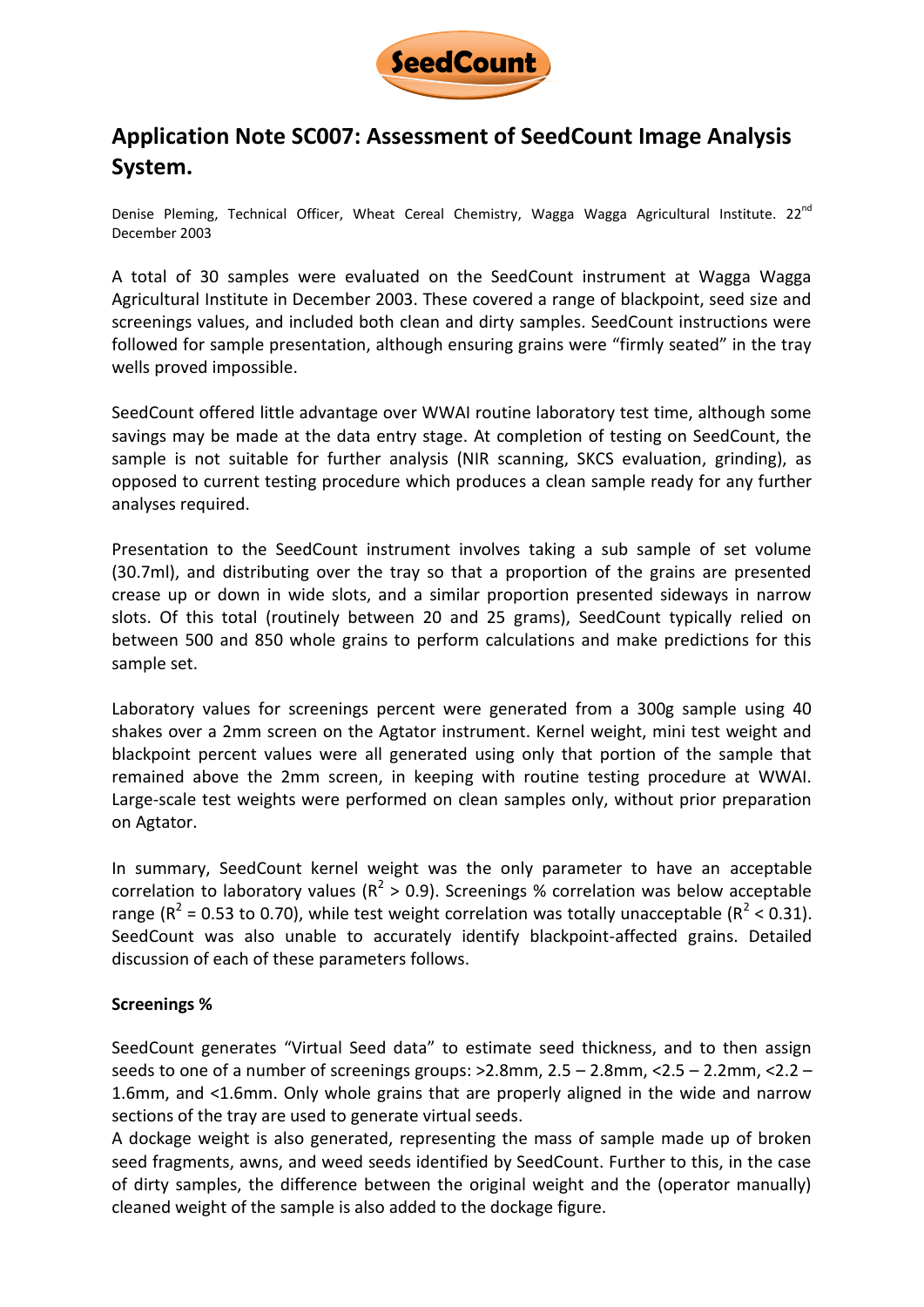# Application Note SC007: Assessment of SeedCount Image Analysis System.

Denise Pleming, Technical Officer, Wheat Cereal Chemistry, Wagga Wagga Agricultural Institute. 22nd December 2003

A total of 30 samples were evaluated on the SeedCount instrument at Wagga Wagga Agricultural Institute in December 2003. These covered a range of blackpoint, seed size and screenings values, and included both clean and dirty samples. SeedCount instructions were followed for sample presentation, although ensuring grains were "firmly seated" in the tray wells proved impossible.

SeedCount offered little advantage over WWAI routine laboratory test time, although some savings may be made at the data entry stage. At completion of testing on SeedCount, the sample is not suitable for further analysis (NIR scanning, SKCS evaluation, grinding), as opposed to current testing procedure which produces a clean sample ready for any further analyses required.

Presentation to the SeedCount instrument involves taking a sub sample of set volume (30.7ml), and distributing over the tray so that a proportion of the grains are presented crease up or down in wide slots, and a similar proportion presented sideways in narrow slots. Of this total (routinely between 20 and 25 grams), SeedCount typically relied on between 500 and 850 whole grains to perform calculations and make predictions for this sample set.

Laboratory values for screenings percent were generated from a 300g sample using 40 shakes over a 2mm screen on the Agtator instrument. Kernel weight, mini test weight and blackpoint percent values were all generated using only that portion of the sample that remained above the 2mm screen, in keeping with routine testing procedure at WWAI. Large-scale test weights were performed on clean samples only, without prior preparation on Agtator.

In summary, SeedCount kernel weight was the only parameter to have an acceptable correlation to laboratory values ($R^2 > 0.9$). Screenings % correlation was below acceptable range ($R^2 = 0.53$ to $0.70$), while test weight correlation was totally unacceptable ($R^2 < 0.31$). SeedCount was also unable to accurately identify blackpoint-affected grains. Detailed discussion of each of these parameters follows.

**Screenings %**

SeedCount generates "Virtual Seed data" to estimate seed thickness, and to then assign seeds to one of a number of screenings groups: >2.8mm, 2.5 – 2.8mm, <2.5 – 2.2mm, <2.2 – 1.6mm, and <1.6mm. Only whole grains that are properly aligned in the wide and narrow sections of the tray are used to generate virtual seeds.

A dockage weight is also generated, representing the mass of sample made up of broken seed fragments, awns, and weed seeds identified by SeedCount. Further to this, in the case of dirty samples, the difference between the original weight and the (operator manually) cleaned weight of the sample is also added to the dockage figure.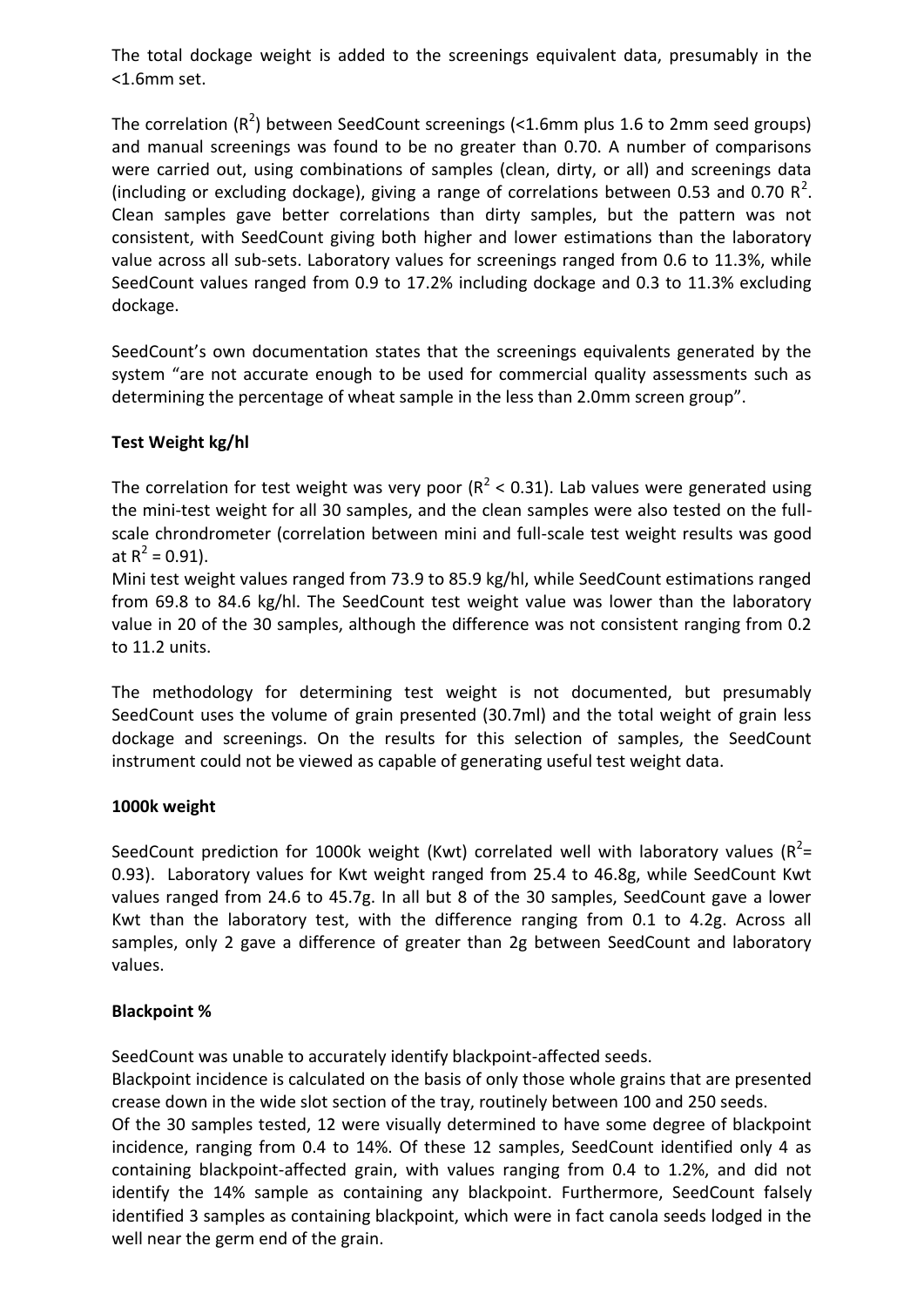The total dockage weight is added to the screenings equivalent data, presumably in the <1.6mm set.

The correlation ($R^2$) between SeedCount screenings (<1.6mm plus 1.6 to 2mm seed groups) and manual screenings was found to be no greater than 0.70. A number of comparisons were carried out, using combinations of samples (clean, dirty, or all) and screenings data (including or excluding dockage), giving a range of correlations between 0.53 and 0.70 $R^2$. Clean samples gave better correlations than dirty samples, but the pattern was not consistent, with SeedCount giving both higher and lower estimations than the laboratory value across all sub-sets. Laboratory values for screenings ranged from 0.6 to 11.3%, while SeedCount values ranged from 0.9 to 17.2% including dockage and 0.3 to 11.3% excluding dockage.

SeedCount's own documentation states that the screenings equivalents generated by the system "are not accurate enough to be used for commercial quality assessments such as determining the percentage of wheat sample in the less than 2.0mm screen group".

**Test Weight kg/hl**

The correlation for test weight was very poor ($R^2 < 0.31$). Lab values were generated using the mini-test weight for all 30 samples, and the clean samples were also tested on the full-scale chrondrometer (correlation between mini and full-scale test weight results was good at $R^2 = 0.91$).

Mini test weight values ranged from 73.9 to 85.9 kg/hl, while SeedCount estimations ranged from 69.8 to 84.6 kg/hl. The SeedCount test weight value was lower than the laboratory value in 20 of the 30 samples, although the difference was not consistent ranging from 0.2 to 11.2 units.

The methodology for determining test weight is not documented, but presumably SeedCount uses the volume of grain presented (30.7ml) and the total weight of grain less dockage and screenings. On the results for this selection of samples, the SeedCount instrument could not be viewed as capable of generating useful test weight data.

**1000k weight**

SeedCount prediction for 1000k weight (Kwt) correlated well with laboratory values ($R^2 = 0.93$). Laboratory values for Kwt weight ranged from 25.4 to 46.8g, while SeedCount Kwt values ranged from 24.6 to 45.7g. In all but 8 of the 30 samples, SeedCount gave a lower Kwt than the laboratory test, with the difference ranging from 0.1 to 4.2g. Across all samples, only 2 gave a difference of greater than 2g between SeedCount and laboratory values.

**Blackpoint %**

SeedCount was unable to accurately identify blackpoint-affected seeds.

Blackpoint incidence is calculated on the basis of only those whole grains that are presented crease down in the wide slot section of the tray, routinely between 100 and 250 seeds.

Of the 30 samples tested, 12 were visually determined to have some degree of blackpoint incidence, ranging from 0.4 to 14%. Of these 12 samples, SeedCount identified only 4 as containing blackpoint-affected grain, with values ranging from 0.4 to 1.2%, and did not identify the 14% sample as containing any blackpoint. Furthermore, SeedCount falsely identified 3 samples as containing blackpoint, which were in fact canola seeds lodged in the well near the germ end of the grain.